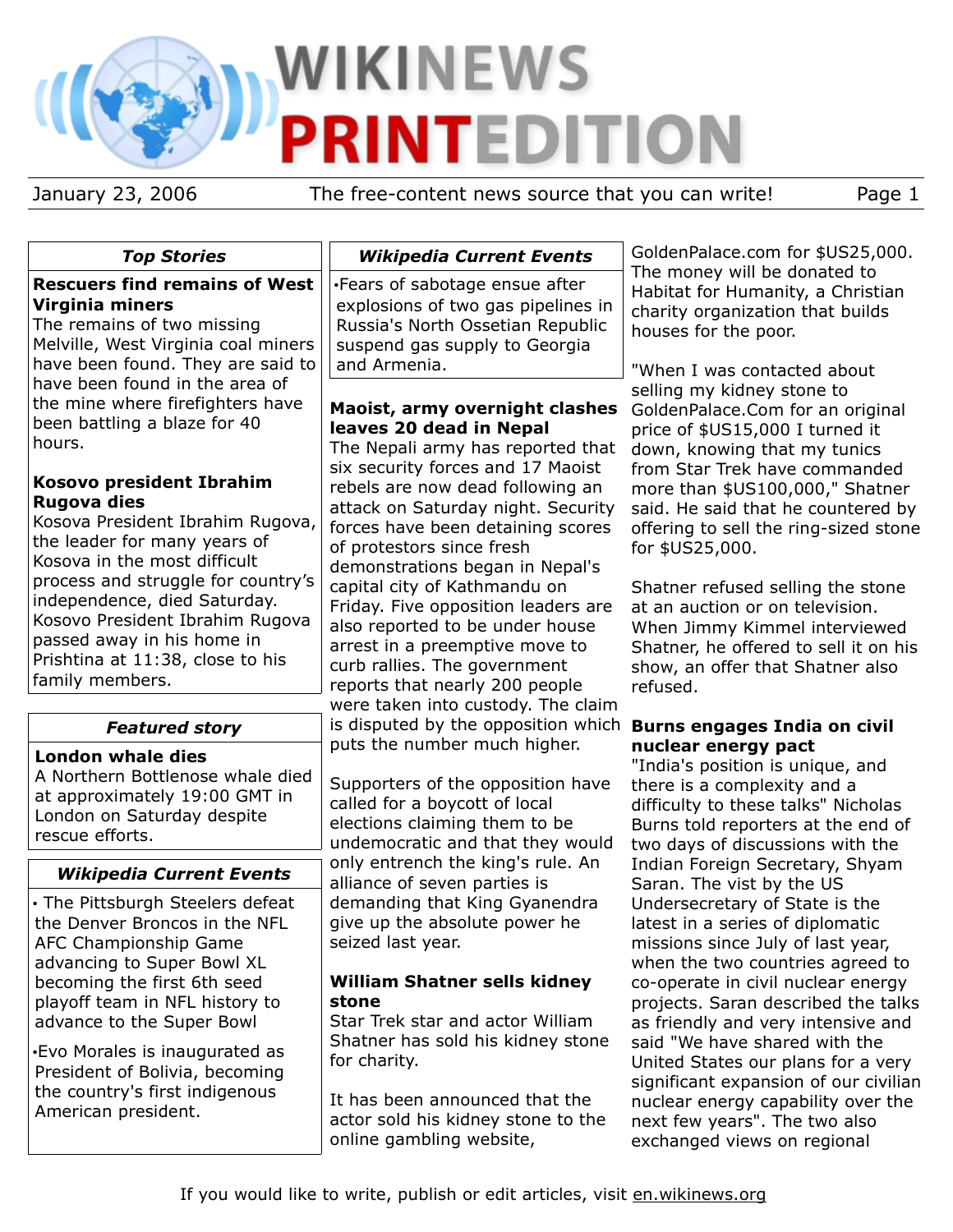# WIKINEWS PRINTEDITION

January 23, 2006 — The free-content news source that you can write!

## Top Stories

**Rescuers find remains of West Virginia miners**

The remains of two missing Melville, West Virginia coal miners have been found. They are said to have been found in the area of the mine where firefighters have been battling a blaze for 40 hours.

**Kosovo president Ibrahim Rugova dies**

Kosova President Ibrahim Rugova, the leader for many years of Kosova in the most difficult process and struggle for country's independence, died Saturday. Kosovo President Ibrahim Rugova passed away in his home in Prishtina at 11:38, close to his family members.

## Featured story

**London whale dies**

A Northern Bottlenose whale died at approximately 19:00 GMT in London on Saturday despite rescue efforts.

## Wikipedia Current Events

- The Pittsburgh Steelers defeat the Denver Broncos in the NFL AFC Championship Game advancing to Super Bowl XL becoming the first 6th seed playoff team in NFL history to advance to the Super Bowl
- Evo Morales is inaugurated as President of Bolivia, becoming the country's first indigenous American president.

## Wikipedia Current Events

- Fears of sabotage ensue after explosions of two gas pipelines in Russia's North Ossetian Republic suspend gas supply to Georgia and Armenia.

### Maoist, army overnight clashes leaves 20 dead in Nepal

The Nepali army has reported that six security forces and 17 Maoist rebels are now dead following an attack on Saturday night. Security forces have been detaining scores of protestors since fresh demonstrations began in Nepal's capital city of Kathmandu on Friday. Five opposition leaders are also reported to be under house arrest in a preemptive move to curb rallies. The government reports that nearly 200 people were taken into custody. The claim is disputed by the opposition which puts the number much higher.

Supporters of the opposition have called for a boycott of local elections claiming them to be undemocratic and that they would only entrench the king's rule. An alliance of seven parties is demanding that King Gyanendra give up the absolute power he seized last year.

### William Shatner sells kidney stone

Star Trek star and actor William Shatner has sold his kidney stone for charity.

It has been announced that the actor sold his kidney stone to the online gambling website, GoldenPalace.com for $US25,000. The money will be donated to Habitat for Humanity, a Christian charity organization that builds houses for the poor.

"When I was contacted about selling my kidney stone to GoldenPalace.Com for an original price of $US15,000 I turned it down, knowing that my tunics from Star Trek have commanded more than $US100,000," Shatner said. He said that he countered by offering to sell the ring-sized stone for $US25,000.

Shatner refused selling the stone at an auction or on television. When Jimmy Kimmel interviewed Shatner, he offered to sell it on his show, an offer that Shatner also refused.

### Burns engages India on civil nuclear energy pact

"India's position is unique, and there is a complexity and a difficulty to these talks" Nicholas Burns told reporters at the end of two days of discussions with the Indian Foreign Secretary, Shyam Saran. The vist by the US Undersecretary of State is the latest in a series of diplomatic missions since July of last year, when the two countries agreed to co-operate in civil nuclear energy projects. Saran described the talks as friendly and very intensive and said "We have shared with the United States our plans for a very significant expansion of our civilian nuclear energy capability over the next few years". The two also exchanged views on regional

If you would like to write, publish or edit articles, visit en.wikinews.org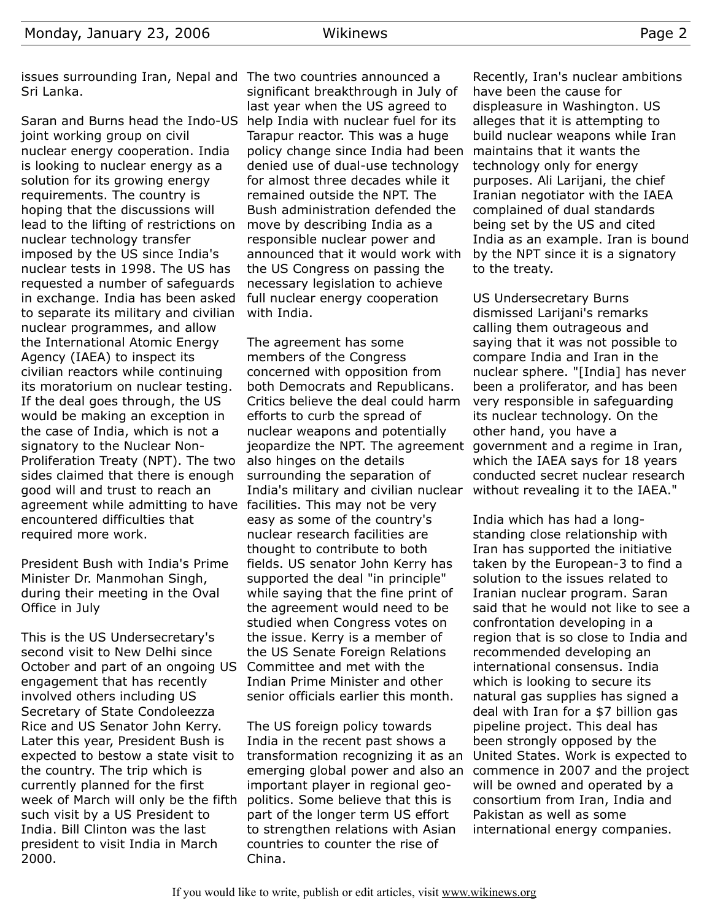issues surrounding Iran, Nepal and Sri Lanka.

Saran and Burns head the Indo-US joint working group on civil nuclear energy cooperation. India is looking to nuclear energy as a solution for its growing energy requirements. The country is hoping that the discussions will lead to the lifting of restrictions on nuclear technology transfer imposed by the US since India's nuclear tests in 1998. The US has requested a number of safeguards in exchange. India has been asked to separate its military and civilian nuclear programmes, and allow the International Atomic Energy Agency (IAEA) to inspect its civilian reactors while continuing its moratorium on nuclear testing. If the deal goes through, the US would be making an exception in the case of India, which is not a signatory to the Nuclear Non-Proliferation Treaty (NPT). The two sides claimed that there is enough good will and trust to reach an agreement while admitting to have encountered difficulties that required more work.

President Bush with India's Prime Minister Dr. Manmohan Singh, during their meeting in the Oval Office in July

This is the US Undersecretary's second visit to New Delhi since October and part of an ongoing US engagement that has recently involved others including US Secretary of State Condoleezza Rice and US Senator John Kerry. Later this year, President Bush is expected to bestow a state visit to the country. The trip which is currently planned for the first week of March will only be the fifth such visit by a US President to India. Bill Clinton was the last president to visit India in March 2000.

The two countries announced a significant breakthrough in July of last year when the US agreed to help India with nuclear fuel for its Tarapur reactor. This was a huge policy change since India had been denied use of dual-use technology for almost three decades while it remained outside the NPT. The Bush administration defended the move by describing India as a responsible nuclear power and announced that it would work with the US Congress on passing the necessary legislation to achieve full nuclear energy cooperation with India.

The agreement has some members of the Congress concerned with opposition from both Democrats and Republicans. Critics believe the deal could harm efforts to curb the spread of nuclear weapons and potentially jeopardize the NPT. The agreement also hinges on the details surrounding the separation of India's military and civilian nuclear facilities. This may not be very easy as some of the country's nuclear research facilities are thought to contribute to both fields. US senator John Kerry has supported the deal "in principle" while saying that the fine print of the agreement would need to be studied when Congress votes on the issue. Kerry is a member of the US Senate Foreign Relations Committee and met with the Indian Prime Minister and other senior officials earlier this month.

The US foreign policy towards India in the recent past shows a transformation recognizing it as an emerging global power and also an important player in regional geo-politics. Some believe that this is part of the longer term US effort to strengthen relations with Asian countries to counter the rise of China.

Recently, Iran's nuclear ambitions have been the cause for displeasure in Washington. US alleges that it is attempting to build nuclear weapons while Iran maintains that it wants the technology only for energy purposes. Ali Larijani, the chief Iranian negotiator with the IAEA complained of dual standards being set by the US and cited India as an example. Iran is bound by the NPT since it is a signatory to the treaty.

US Undersecretary Burns dismissed Larijani's remarks calling them outrageous and saying that it was not possible to compare India and Iran in the nuclear sphere. "[India] has never been a proliferator, and has been very responsible in safeguarding its nuclear technology. On the other hand, you have a government and a regime in Iran, which the IAEA says for 18 years conducted secret nuclear research without revealing it to the IAEA."

India which has had a long-standing close relationship with Iran has supported the initiative taken by the European-3 to find a solution to the issues related to Iranian nuclear program. Saran said that he would not like to see a confrontation developing in a region that is so close to India and recommended developing an international consensus. India which is looking to secure its natural gas supplies has signed a deal with Iran for a $7 billion gas pipeline project. This deal has been strongly opposed by the United States. Work is expected to commence in 2007 and the project will be owned and operated by a consortium from Iran, India and Pakistan as well as some international energy companies.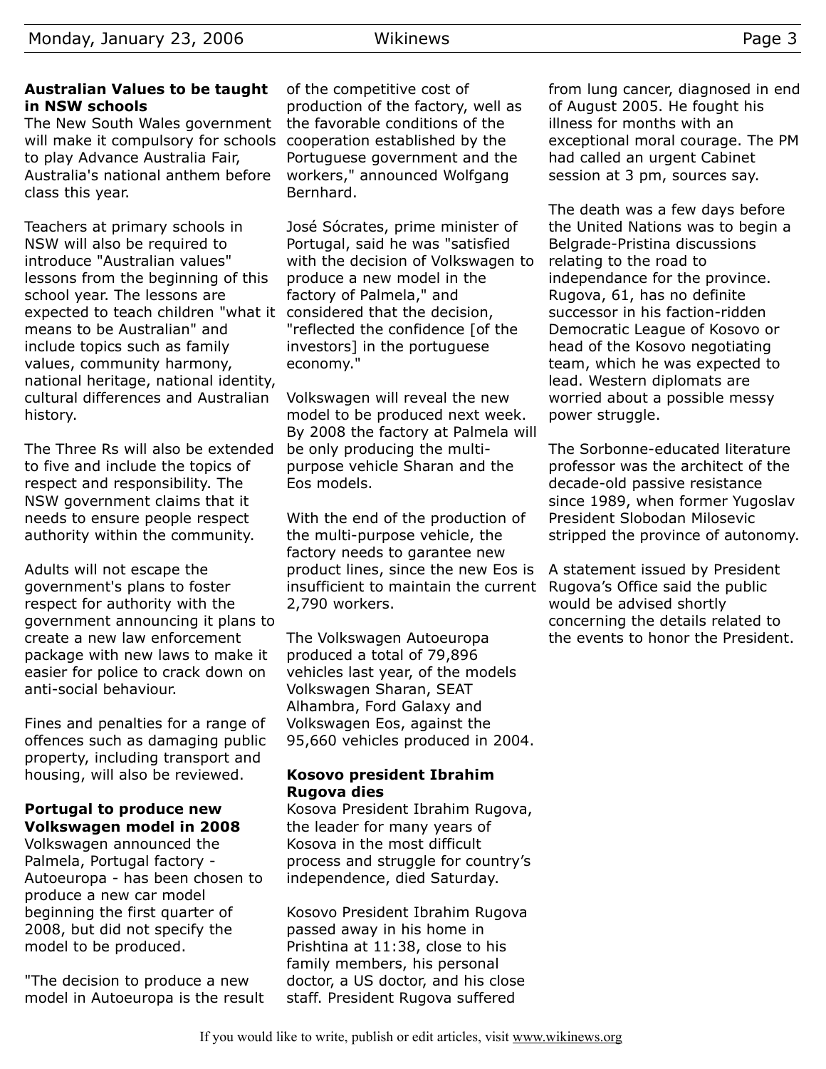## Australian Values to be taught in NSW schools

The New South Wales government will make it compulsory for schools to play Advance Australia Fair, Australia's national anthem before class this year.

Teachers at primary schools in NSW will also be required to introduce "Australian values" lessons from the beginning of this school year. The lessons are expected to teach children "what it means to be Australian" and include topics such as family values, community harmony, national heritage, national identity, cultural differences and Australian history.

The Three Rs will also be extended to five and include the topics of respect and responsibility. The NSW government claims that it needs to ensure people respect authority within the community.

Adults will not escape the government's plans to foster respect for authority with the government announcing it plans to create a new law enforcement package with new laws to make it easier for police to crack down on anti-social behaviour.

Fines and penalties for a range of offences such as damaging public property, including transport and housing, will also be reviewed.

## Portugal to produce new Volkswagen model in 2008

Volkswagen announced the Palmela, Portugal factory - Autoeuropa - has been chosen to produce a new car model beginning the first quarter of 2008, but did not specify the model to be produced.

"The decision to produce a new model in Autoeuropa is the result of the competitive cost of production of the factory, well as the favorable conditions of the cooperation established by the Portuguese government and the workers," announced Wolfgang Bernhard.

José Sócrates, prime minister of Portugal, said he was "satisfied with the decision of Volkswagen to produce a new model in the factory of Palmela," and considered that the decision, "reflected the confidence [of the investors] in the portuguese economy."

Volkswagen will reveal the new model to be produced next week. By 2008 the factory at Palmela will be only producing the multi-purpose vehicle Sharan and the Eos models.

With the end of the production of the multi-purpose vehicle, the factory needs to garantee new product lines, since the new Eos is insufficient to maintain the current 2,790 workers.

The Volkswagen Autoeuropa produced a total of 79,896 vehicles last year, of the models Volkswagen Sharan, SEAT Alhambra, Ford Galaxy and Volkswagen Eos, against the 95,660 vehicles produced in 2004.

## Kosovo president Ibrahim Rugova dies

Kosova President Ibrahim Rugova, the leader for many years of Kosova in the most difficult process and struggle for country's independence, died Saturday.

Kosovo President Ibrahim Rugova passed away in his home in Prishtina at 11:38, close to his family members, his personal doctor, a US doctor, and his close staff. President Rugova suffered from lung cancer, diagnosed in end of August 2005. He fought his illness for months with an exceptional moral courage. The PM had called an urgent Cabinet session at 3 pm, sources say.

The death was a few days before the United Nations was to begin a Belgrade-Pristina discussions relating to the road to independance for the province. Rugova, 61, has no definite successor in his faction-ridden Democratic League of Kosovo or head of the Kosovo negotiating team, which he was expected to lead. Western diplomats are worried about a possible messy power struggle.

The Sorbonne-educated literature professor was the architect of the decade-old passive resistance since 1989, when former Yugoslav President Slobodan Milosevic stripped the province of autonomy.

A statement issued by President Rugova's Office said the public would be advised shortly concerning the details related to the events to honor the President.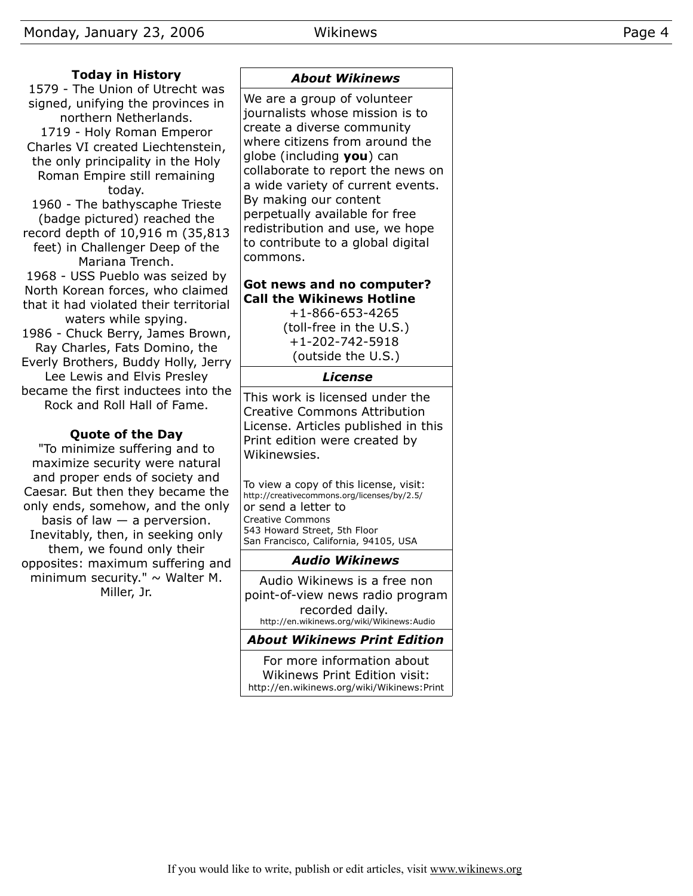### Today in History

1579 - The Union of Utrecht was signed, unifying the provinces in northern Netherlands.
1719 - Holy Roman Emperor Charles VI created Liechtenstein, the only principality in the Holy Roman Empire still remaining today.
1960 - The bathyscaphe Trieste (badge pictured) reached the record depth of 10,916 m (35,813 feet) in Challenger Deep of the Mariana Trench.
1968 - USS Pueblo was seized by North Korean forces, who claimed that it had violated their territorial waters while spying.
1986 - Chuck Berry, James Brown, Ray Charles, Fats Domino, the Everly Brothers, Buddy Holly, Jerry Lee Lewis and Elvis Presley became the first inductees into the Rock and Roll Hall of Fame.

### Quote of the Day

"To minimize suffering and to maximize security were natural and proper ends of society and Caesar. But then they became the only ends, somehow, and the only basis of law — a perversion. Inevitably, then, in seeking only them, we found only their opposites: maximum suffering and minimum security." ~ Walter M. Miller, Jr.

### *About Wikinews*

We are a group of volunteer journalists whose mission is to create a diverse community where citizens from around the globe (including **you**) can collaborate to report the news on a wide variety of current events. By making our content perpetually available for free redistribution and use, we hope to contribute to a global digital commons.

**Got news and no computer?**
**Call the Wikinews Hotline**

+1-866-653-4265
(toll-free in the U.S.)
+1-202-742-5918
(outside the U.S.)

### *License*

This work is licensed under the Creative Commons Attribution License. Articles published in this Print edition were created by Wikinewsies.

To view a copy of this license, visit:
http://creativecommons.org/licenses/by/2.5/
or send a letter to
Creative Commons
543 Howard Street, 5th Floor
San Francisco, California, 94105, USA

### *Audio Wikinews*

Audio Wikinews is a free non point-of-view news radio program recorded daily.
http://en.wikinews.org/wiki/Wikinews:Audio

### *About Wikinews Print Edition*

For more information about Wikinews Print Edition visit:
http://en.wikinews.org/wiki/Wikinews:Print

If you would like to write, publish or edit articles, visit www.wikinews.org